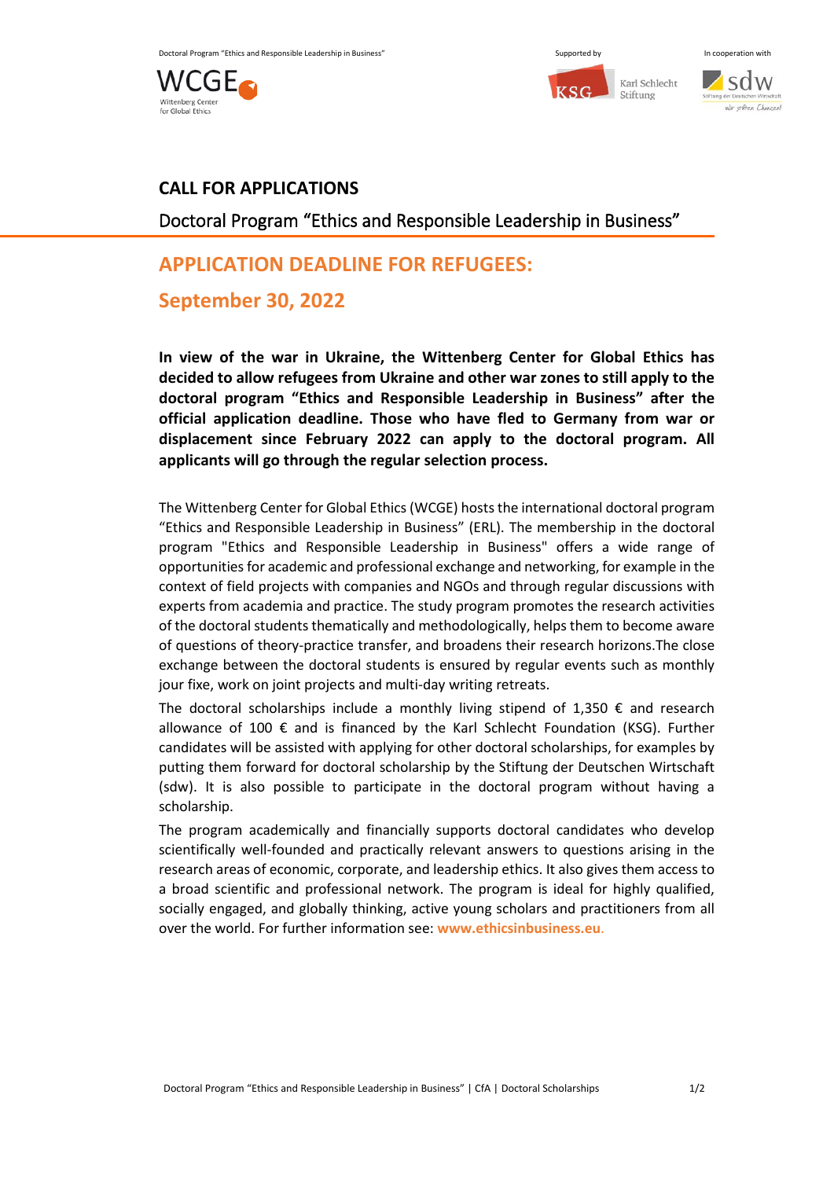# CALL FOR APPLICATIONS

Doctoral Program “Ethics and Responsible Leadership in Business”

## APPLICATION DEADLINE FOR REFUGEES:

## September 30, 2022

**In view of the war in Ukraine, the Wittenberg Center for Global Ethics has decided to allow refugees from Ukraine and other war zones to still apply to the doctoral program “Ethics and Responsible Leadership in Business” after the official application deadline. Those who have fled to Germany from war or displacement since February 2022 can apply to the doctoral program. All applicants will go through the regular selection process.**

The Wittenberg Center for Global Ethics (WCGE) hosts the international doctoral program “Ethics and Responsible Leadership in Business” (ERL). The membership in the doctoral program "Ethics and Responsible Leadership in Business" offers a wide range of opportunities for academic and professional exchange and networking, for example in the context of field projects with companies and NGOs and through regular discussions with experts from academia and practice. The study program promotes the research activities of the doctoral students thematically and methodologically, helps them to become aware of questions of theory-practice transfer, and broadens their research horizons.The close exchange between the doctoral students is ensured by regular events such as monthly jour fixe, work on joint projects and multi-day writing retreats.

The doctoral scholarships include a monthly living stipend of 1,350 € and research allowance of 100 € and is financed by the Karl Schlecht Foundation (KSG). Further candidates will be assisted with applying for other doctoral scholarships, for examples by putting them forward for doctoral scholarship by the Stiftung der Deutschen Wirtschaft (sdw). It is also possible to participate in the doctoral program without having a scholarship.

The program academically and financially supports doctoral candidates who develop scientifically well-founded and practically relevant answers to questions arising in the research areas of economic, corporate, and leadership ethics. It also gives them access to a broad scientific and professional network. The program is ideal for highly qualified, socially engaged, and globally thinking, active young scholars and practitioners from all over the world. For further information see: **www.ethicsinbusiness.eu**.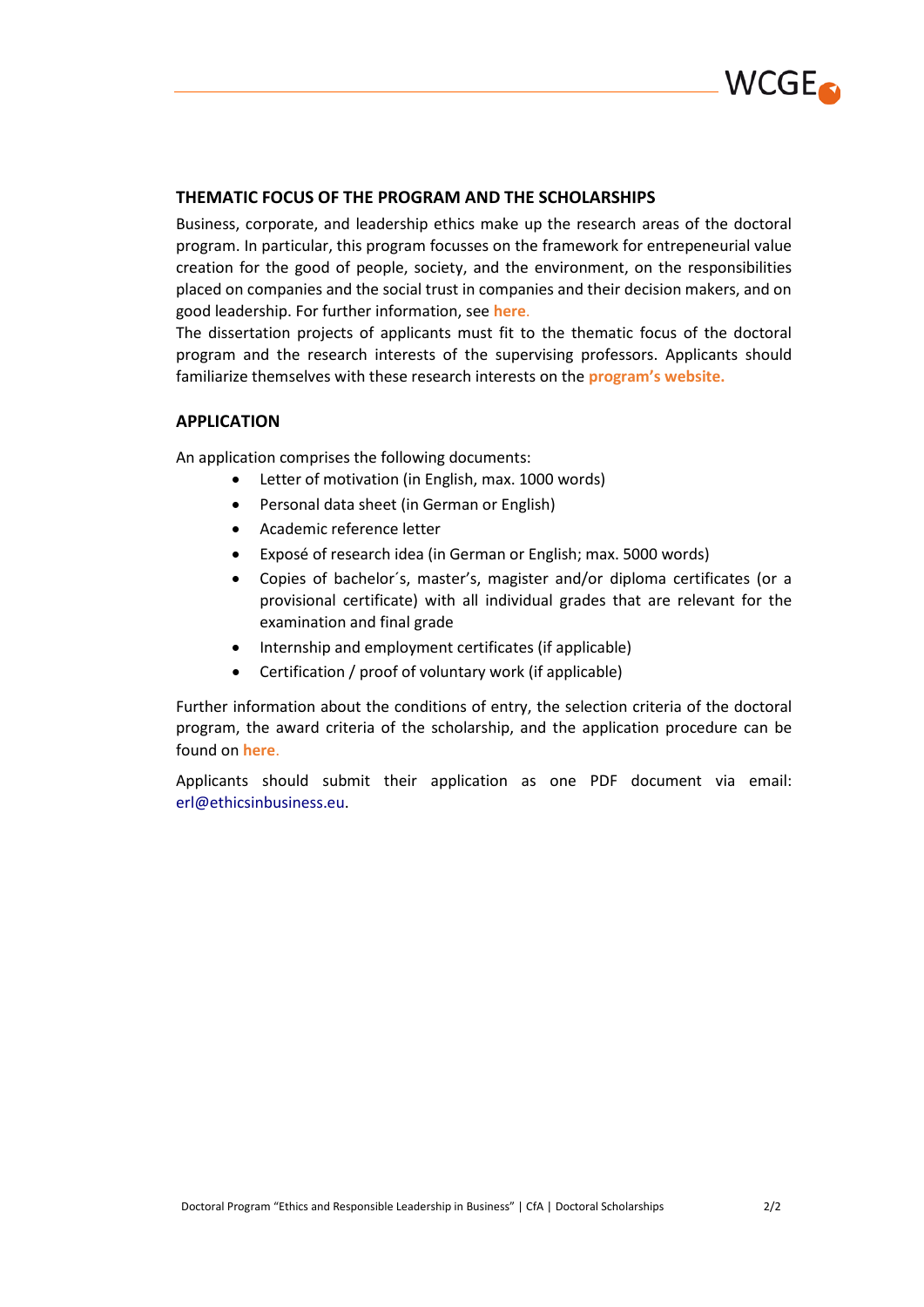## THEMATIC FOCUS OF THE PROGRAM AND THE SCHOLARSHIPS

Business, corporate, and leadership ethics make up the research areas of the doctoral program. In particular, this program focusses on the framework for entrepeneurial value creation for the good of people, society, and the environment, on the responsibilities placed on companies and the social trust in companies and their decision makers, and on good leadership. For further information, see **here**.

The dissertation projects of applicants must fit to the thematic focus of the doctoral program and the research interests of the supervising professors. Applicants should familiarize themselves with these research interests on the **program's website.**

## APPLICATION

An application comprises the following documents:

- Letter of motivation (in English, max. 1000 words)
- Personal data sheet (in German or English)
- Academic reference letter
- Exposé of research idea (in German or English; max. 5000 words)
- Copies of bachelor´s, master's, magister and/or diploma certificates (or a provisional certificate) with all individual grades that are relevant for the examination and final grade
- Internship and employment certificates (if applicable)
- Certification / proof of voluntary work (if applicable)

Further information about the conditions of entry, the selection criteria of the doctoral program, the award criteria of the scholarship, and the application procedure can be found on **here**.

Applicants should submit their application as one PDF document via email: erl@ethicsinbusiness.eu.